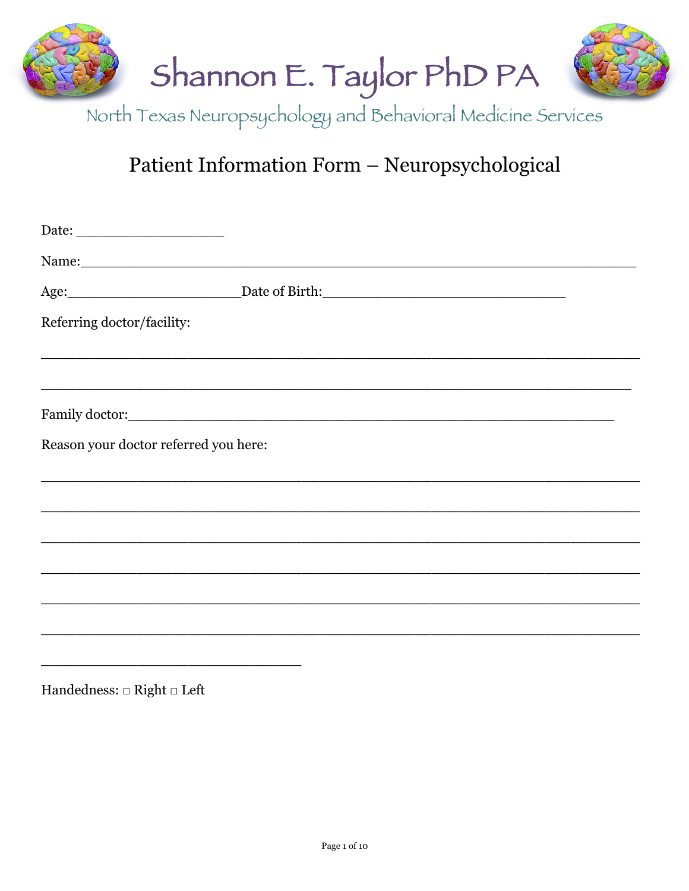# Shannon E. Taylor PhD PA

North Texas Neuropsychology and Behavioral Medicine Services

## Patient Information Form – Neuropsychological

Date: ___________________

Name:_________________________________________________________________

Age:______________________Date of Birth:_______________________________

Referring doctor/facility:

______________________________________________________________________

______________________________________________________________________

Family doctor:___________________________________________________________

Reason your doctor referred you here:

______________________________________________________________________

______________________________________________________________________

______________________________________________________________________

______________________________________________________________________

______________________________________________________________________

______________________________________________________________________

_________________________________

Handedness: □ Right □ Left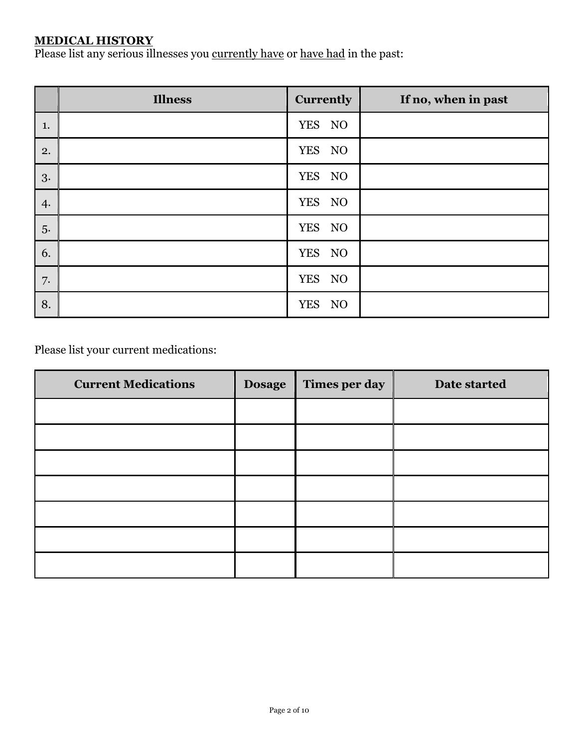## MEDICAL HISTORY

Please list any serious illnesses you currently have or have had in the past:

| | Illness | Currently | If no, when in past |
|---|---|---|---|
| 1. | | YES NO | |
| 2. | | YES NO | |
| 3. | | YES NO | |
| 4. | | YES NO | |
| 5. | | YES NO | |
| 6. | | YES NO | |
| 7. | | YES NO | |
| 8. | | YES NO | |

Please list your current medications:

| Current Medications | Dosage | Times per day | Date started |
|---|---|---|---|
| | | | |
| | | | |
| | | | |
| | | | |
| | | | |
| | | | |
| | | | |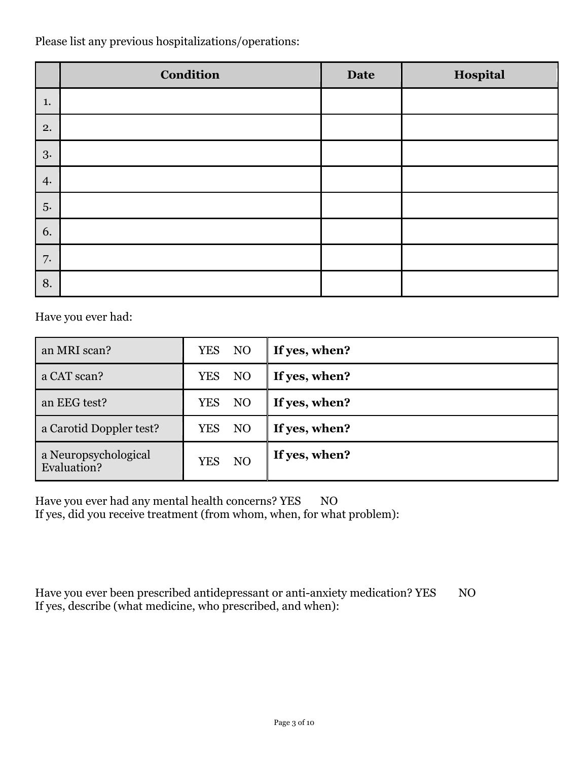Please list any previous hospitalizations/operations:

| | **Condition** | **Date** | **Hospital** |
|---|---|---|---|
| 1. | | | |
| 2. | | | |
| 3. | | | |
| 4. | | | |
| 5. | | | |
| 6. | | | |
| 7. | | | |
| 8. | | | |

Have you ever had:

| | | |
|---|---|---|
| an MRI scan? | YES NO | **If yes, when?** |
| a CAT scan? | YES NO | **If yes, when?** |
| an EEG test? | YES NO | **If yes, when?** |
| a Carotid Doppler test? | YES NO | **If yes, when?** |
| a Neuropsychological Evaluation? | YES NO | **If yes, when?** |

Have you ever had any mental health concerns? YES NO
If yes, did you receive treatment (from whom, when, for what problem):

Have you ever been prescribed antidepressant or anti-anxiety medication? YES NO
If yes, describe (what medicine, who prescribed, and when):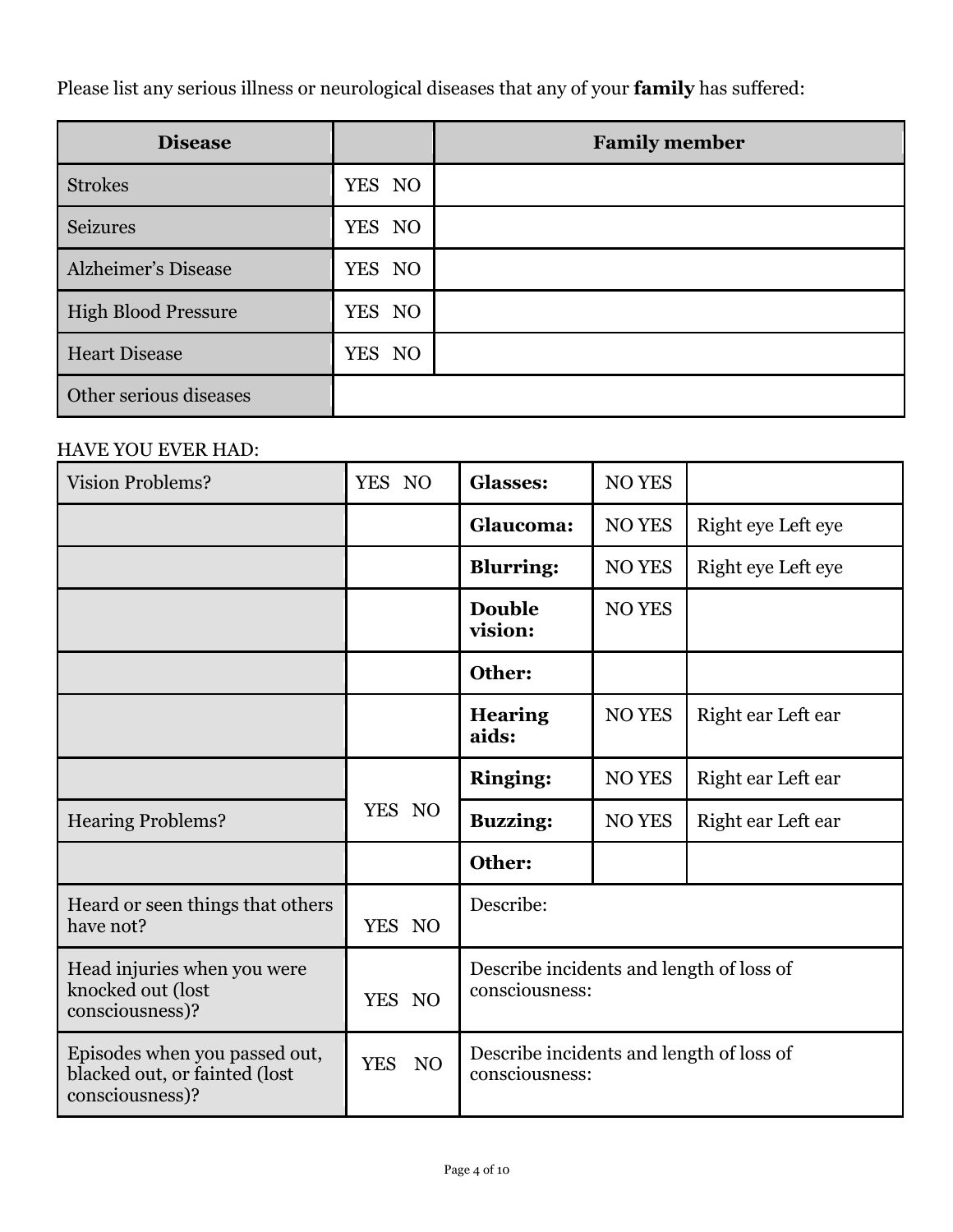Please list any serious illness or neurological diseases that any of your **family** has suffered:

| Disease | | Family member |
|---|---|---|
| Strokes | YES NO | |
| Seizures | YES NO | |
| Alzheimer's Disease | YES NO | |
| High Blood Pressure | YES NO | |
| Heart Disease | YES NO | |
| Other serious diseases | | |

HAVE YOU EVER HAD:

| | | | | |
|---|---|---|---|---|
| Vision Problems? | YES NO | **Glasses:** | NO YES | |
| | | **Glaucoma:** | NO YES | Right eye Left eye |
| | | **Blurring:** | NO YES | Right eye Left eye |
| | | **Double vision:** | NO YES | |
| | | **Other:** | | |
| | | **Hearing aids:** | NO YES | Right ear Left ear |
| | | **Ringing:** | NO YES | Right ear Left ear |
| Hearing Problems? | YES NO | **Buzzing:** | NO YES | Right ear Left ear |
| | | **Other:** | | |
| Heard or seen things that others have not? | YES NO | Describe: | | |
| Head injuries when you were knocked out (lost consciousness)? | YES NO | Describe incidents and length of loss of consciousness: | | |
| Episodes when you passed out, blacked out, or fainted (lost consciousness)? | YES NO | Describe incidents and length of loss of consciousness: | | |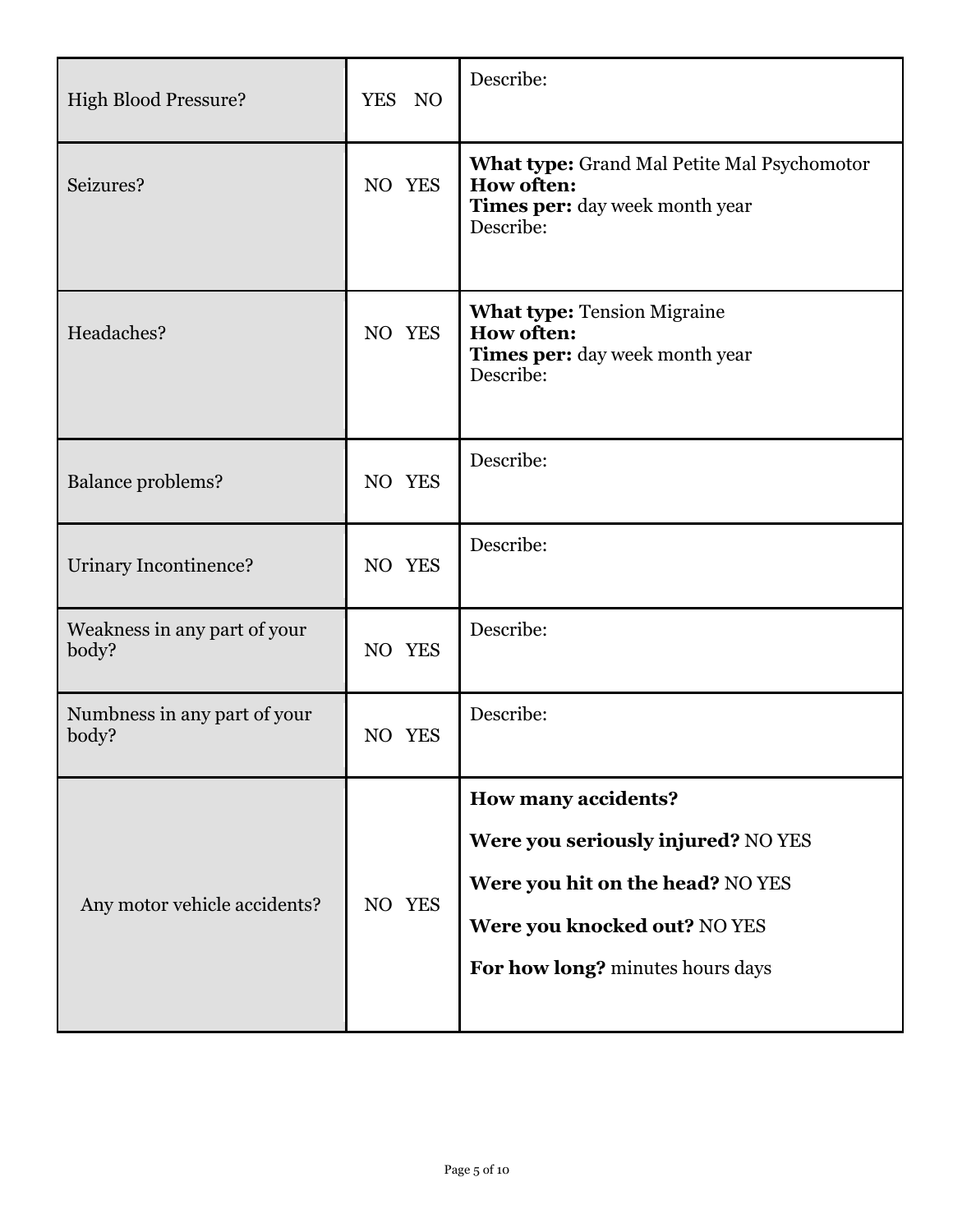| | | |
|---|---|---|
| High Blood Pressure? | YES NO | Describe: |
| Seizures? | NO YES | **What type:** Grand Mal Petite Mal Psychomotor<br>**How often:**<br>**Times per:** day week month year<br>Describe: |
| Headaches? | NO YES | **What type:** Tension Migraine<br>**How often:**<br>**Times per:** day week month year<br>Describe: |
| Balance problems? | NO YES | Describe: |
| Urinary Incontinence? | NO YES | Describe: |
| Weakness in any part of your body? | NO YES | Describe: |
| Numbness in any part of your body? | NO YES | Describe: |
| Any motor vehicle accidents? | NO YES | **How many accidents?**<br>**Were you seriously injured?** NO YES<br>**Were you hit on the head?** NO YES<br>**Were you knocked out?** NO YES<br>**For how long?** minutes hours days |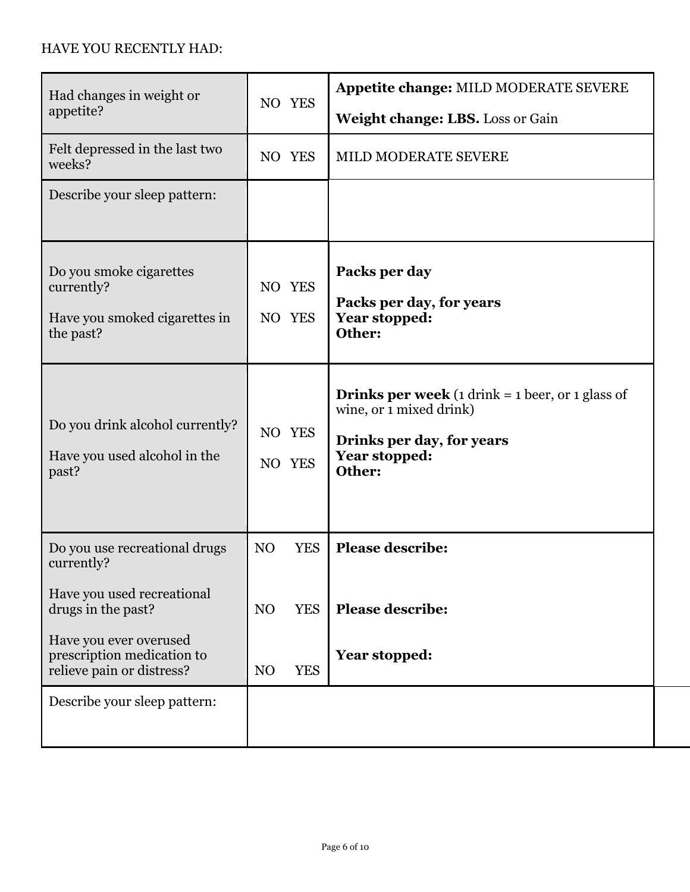HAVE YOU RECENTLY HAD:

| | | |
|---|---|---|
| Had changes in weight or appetite? | NO YES | **Appetite change:** MILD MODERATE SEVERE<br><br>**Weight change: LBS.** Loss or Gain |
| Felt depressed in the last two weeks? | NO YES | MILD MODERATE SEVERE |
| Describe your sleep pattern: | | |
| Do you smoke cigarettes currently?<br><br>Have you smoked cigarettes in the past? | NO YES<br><br>NO YES | **Packs per day**<br><br>**Packs per day, for years**<br>**Year stopped:**<br>**Other:** |
| Do you drink alcohol currently?<br><br>Have you used alcohol in the past? | NO YES<br><br>NO YES | **Drinks per week** (1 drink = 1 beer, or 1 glass of wine, or 1 mixed drink)<br><br>**Drinks per day, for years**<br>**Year stopped:**<br>**Other:** |
| Do you use recreational drugs currently?<br><br>Have you used recreational drugs in the past?<br><br>Have you ever overused prescription medication to relieve pain or distress? | NO YES<br><br>NO YES<br><br>NO YES | **Please describe:**<br><br>**Please describe:**<br><br>**Year stopped:** |
| Describe your sleep pattern: | | |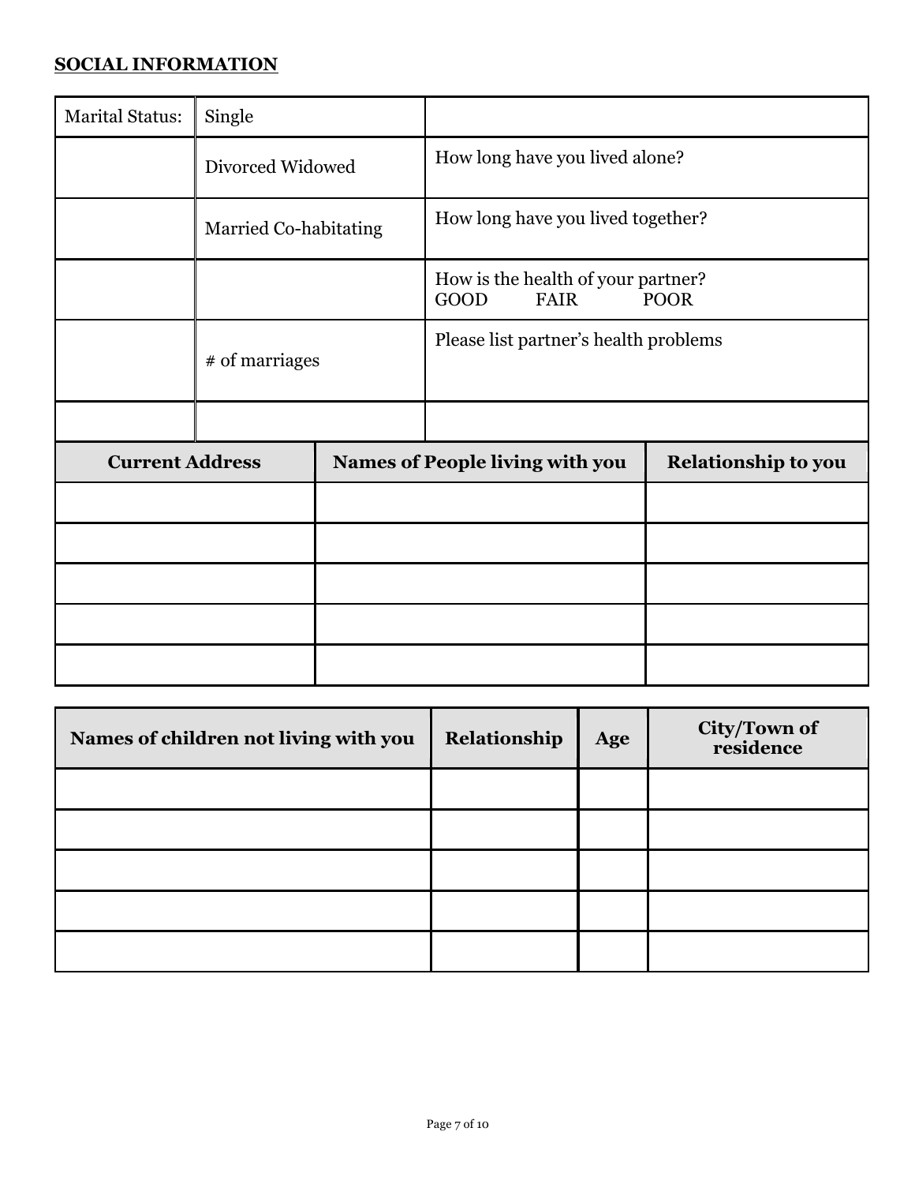## **SOCIAL INFORMATION**

| Marital Status: | Single | |
|---|---|---|
| | Divorced Widowed | How long have you lived alone? |
| | Married Co-habitating | How long have you lived together? |
| | | How is the health of your partner?<br>GOOD FAIR POOR |
| | # of marriages | Please list partner's health problems |
| | | |

| Current Address | Names of People living with you | Relationship to you |
|---|---|---|
| | | |
| | | |
| | | |
| | | |
| | | |

| Names of children not living with you | Relationship | Age | City/Town of residence |
|---|---|---|---|
| | | | |
| | | | |
| | | | |
| | | | |
| | | | |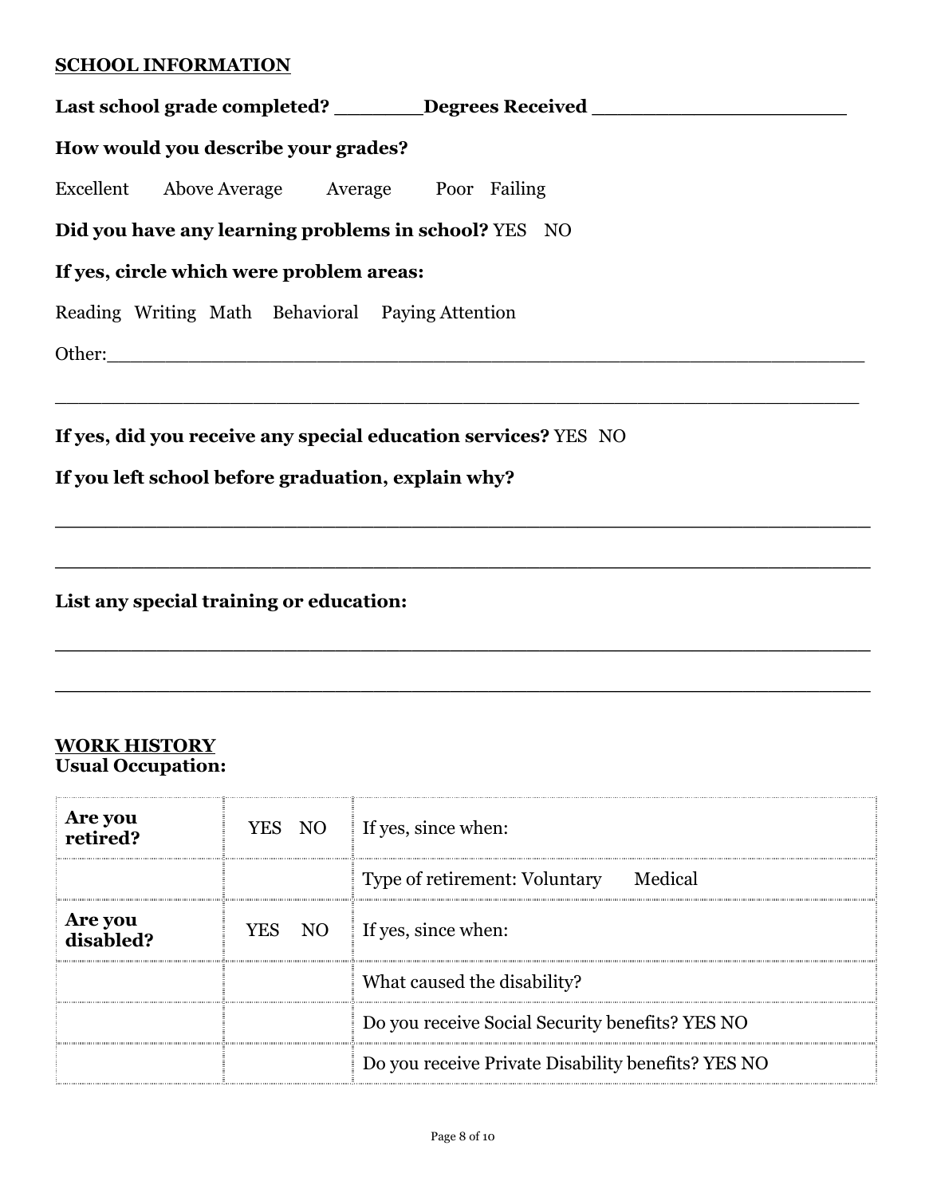## SCHOOL INFORMATION

**Last school grade completed?** _______ **Degrees Received** ____________________

**How would you describe your grades?**

Excellent Above Average Average Poor Failing

**Did you have any learning problems in school?** YES NO

**If yes, circle which were problem areas:**

Reading Writing Math Behavioral Paying Attention

Other:____________________________________________________________

____________________________________________________________

**If yes, did you receive any special education services?** YES NO

**If you left school before graduation, explain why?**

____________________________________________________________

____________________________________________________________

**List any special training or education:**

____________________________________________________________

____________________________________________________________

## WORK HISTORY

**Usual Occupation:**

| | | |
|---|---|---|
| **Are you retired?** | YES NO | If yes, since when: |
| | | Type of retirement: Voluntary Medical |
| **Are you disabled?** | YES NO | If yes, since when: |
| | | What caused the disability? |
| | | Do you receive Social Security benefits? YES NO |
| | | Do you receive Private Disability benefits? YES NO |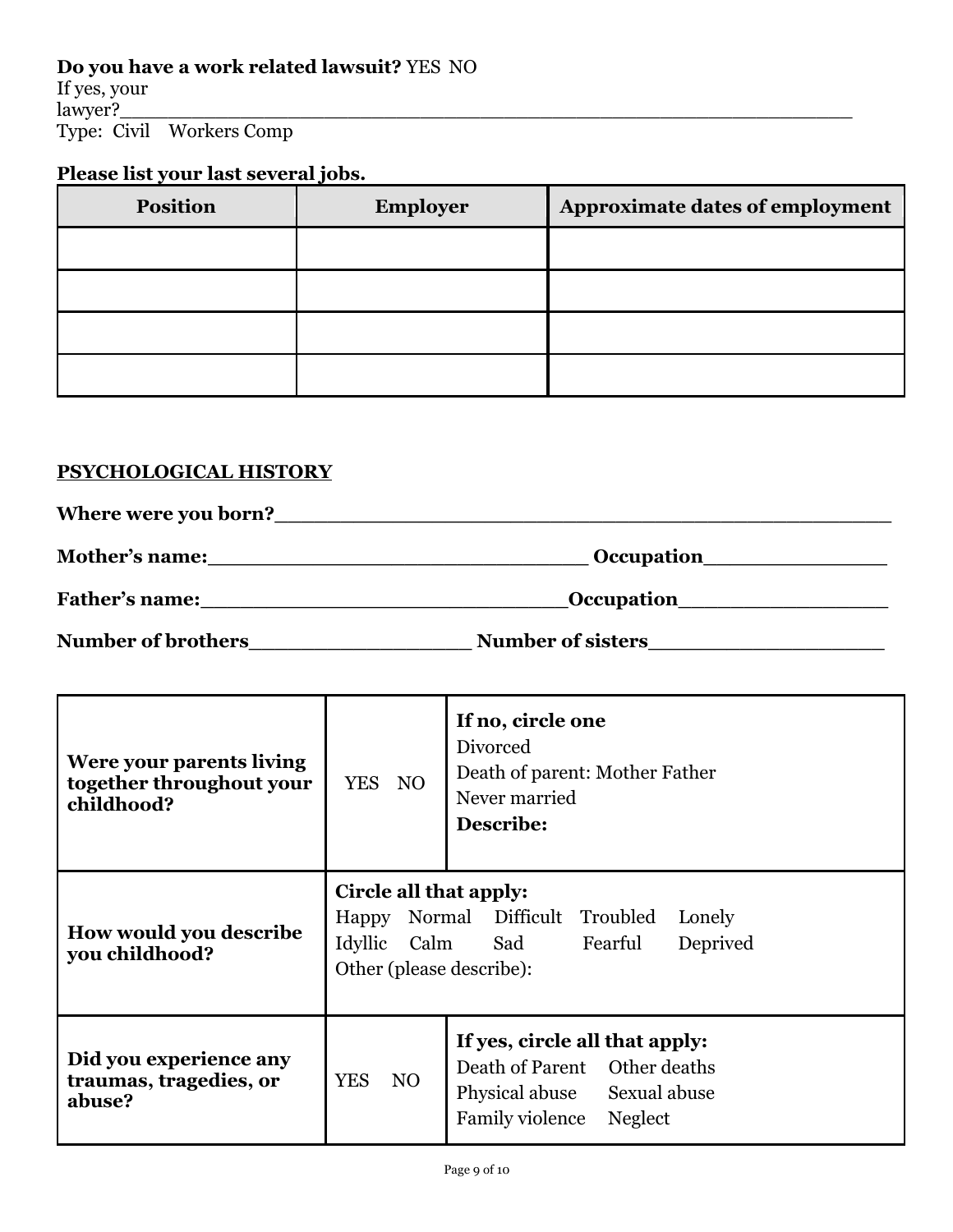**Do you have a work related lawsuit?** YES NO
If yes, your lawyer?_______________________________________________________________
Type: Civil Workers Comp

**Please list your last several jobs.**

| Position | Employer | Approximate dates of employment |
|---|---|---|
| | | |
| | | |
| | | |
| | | |

## PSYCHOLOGICAL HISTORY

**Where were you born?**_______________________________________________

**Mother's name:**_______________________________ **Occupation**_______________

**Father's name:**______________________________**Occupation**_________________

**Number of brothers**__________________ **Number of sisters**___________________

| **Were your parents living together throughout your childhood?** | YES NO | **If no, circle one**<br>Divorced<br>Death of parent: Mother Father<br>Never married<br>**Describe:** |
|---|---|---|
| **How would you describe you childhood?** | **Circle all that apply:**<br>Happy Normal Difficult Troubled Lonely<br>Idyllic Calm Sad Fearful Deprived<br>Other (please describe): | |
| **Did you experience any traumas, tragedies, or abuse?** | YES NO | **If yes, circle all that apply:**<br>Death of Parent Other deaths<br>Physical abuse Sexual abuse<br>Family violence Neglect |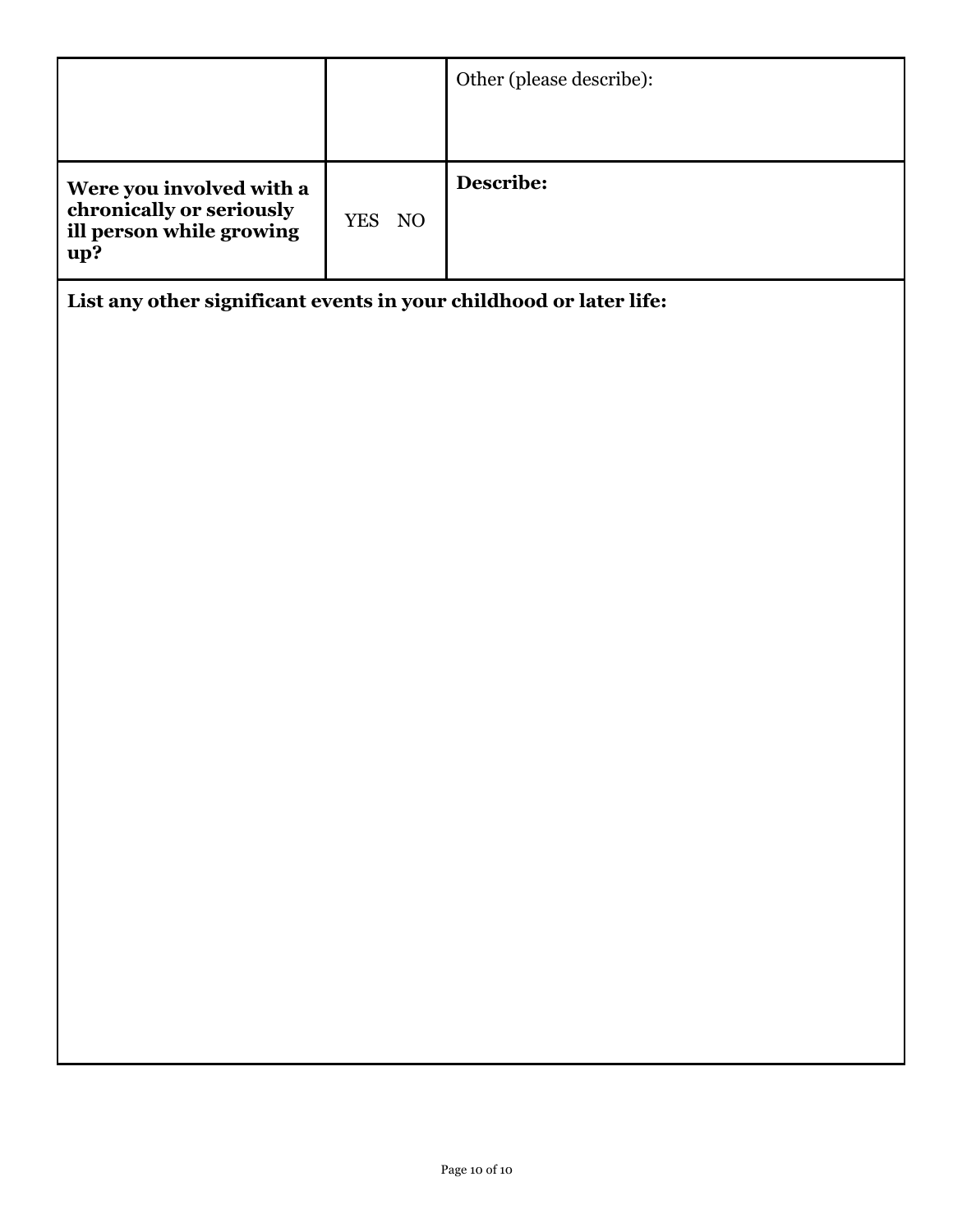| | | |
|---|---|---|
| | | Other (please describe): |
| **Were you involved with a chronically or seriously ill person while growing up?** | YES NO | **Describe:** |

**List any other significant events in your childhood or later life:**